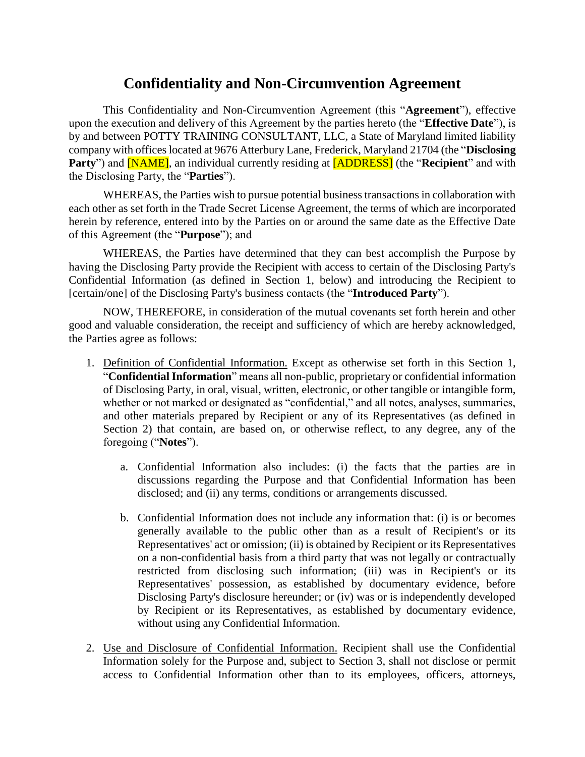# Confidentiality and Non-Circumvention Agreement

This Confidentiality and Non-Circumvention Agreement (this "**Agreement**"), effective upon the execution and delivery of this Agreement by the parties hereto (the "**Effective Date**"), is by and between POTTY TRAINING CONSULTANT, LLC, a State of Maryland limited liability company with offices located at 9676 Atterbury Lane, Frederick, Maryland 21704 (the "**Disclosing Party**") and [NAME], an individual currently residing at [ADDRESS] (the "**Recipient**" and with the Disclosing Party, the "**Parties**").

WHEREAS, the Parties wish to pursue potential business transactions in collaboration with each other as set forth in the Trade Secret License Agreement, the terms of which are incorporated herein by reference, entered into by the Parties on or around the same date as the Effective Date of this Agreement (the "**Purpose**"); and

WHEREAS, the Parties have determined that they can best accomplish the Purpose by having the Disclosing Party provide the Recipient with access to certain of the Disclosing Party's Confidential Information (as defined in Section 1, below) and introducing the Recipient to [certain/one] of the Disclosing Party's business contacts (the "**Introduced Party**").

NOW, THEREFORE, in consideration of the mutual covenants set forth herein and other good and valuable consideration, the receipt and sufficiency of which are hereby acknowledged, the Parties agree as follows:

1. <u>Definition of Confidential Information.</u> Except as otherwise set forth in this Section 1, "**Confidential Information**" means all non-public, proprietary or confidential information of Disclosing Party, in oral, visual, written, electronic, or other tangible or intangible form, whether or not marked or designated as "confidential," and all notes, analyses, summaries, and other materials prepared by Recipient or any of its Representatives (as defined in Section 2) that contain, are based on, or otherwise reflect, to any degree, any of the foregoing ("**Notes**").

    a. Confidential Information also includes: (i) the facts that the parties are in discussions regarding the Purpose and that Confidential Information has been disclosed; and (ii) any terms, conditions or arrangements discussed.

    b. Confidential Information does not include any information that: (i) is or becomes generally available to the public other than as a result of Recipient's or its Representatives' act or omission; (ii) is obtained by Recipient or its Representatives on a non-confidential basis from a third party that was not legally or contractually restricted from disclosing such information; (iii) was in Recipient's or its Representatives' possession, as established by documentary evidence, before Disclosing Party's disclosure hereunder; or (iv) was or is independently developed by Recipient or its Representatives, as established by documentary evidence, without using any Confidential Information.

2. <u>Use and Disclosure of Confidential Information.</u> Recipient shall use the Confidential Information solely for the Purpose and, subject to Section 3, shall not disclose or permit access to Confidential Information other than to its employees, officers, attorneys,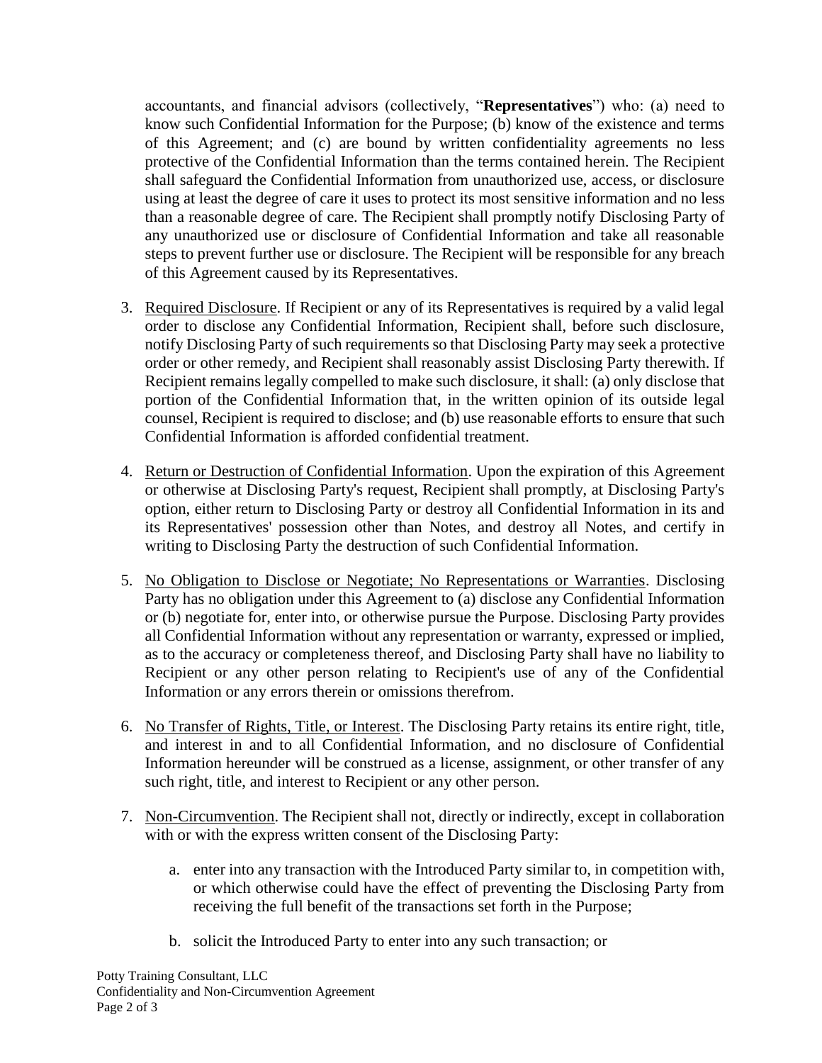accountants, and financial advisors (collectively, "**Representatives**") who: (a) need to know such Confidential Information for the Purpose; (b) know of the existence and terms of this Agreement; and (c) are bound by written confidentiality agreements no less protective of the Confidential Information than the terms contained herein. The Recipient shall safeguard the Confidential Information from unauthorized use, access, or disclosure using at least the degree of care it uses to protect its most sensitive information and no less than a reasonable degree of care. The Recipient shall promptly notify Disclosing Party of any unauthorized use or disclosure of Confidential Information and take all reasonable steps to prevent further use or disclosure. The Recipient will be responsible for any breach of this Agreement caused by its Representatives.

3. Required Disclosure. If Recipient or any of its Representatives is required by a valid legal order to disclose any Confidential Information, Recipient shall, before such disclosure, notify Disclosing Party of such requirements so that Disclosing Party may seek a protective order or other remedy, and Recipient shall reasonably assist Disclosing Party therewith. If Recipient remains legally compelled to make such disclosure, it shall: (a) only disclose that portion of the Confidential Information that, in the written opinion of its outside legal counsel, Recipient is required to disclose; and (b) use reasonable efforts to ensure that such Confidential Information is afforded confidential treatment.

4. Return or Destruction of Confidential Information. Upon the expiration of this Agreement or otherwise at Disclosing Party's request, Recipient shall promptly, at Disclosing Party's option, either return to Disclosing Party or destroy all Confidential Information in its and its Representatives' possession other than Notes, and destroy all Notes, and certify in writing to Disclosing Party the destruction of such Confidential Information.

5. No Obligation to Disclose or Negotiate; No Representations or Warranties. Disclosing Party has no obligation under this Agreement to (a) disclose any Confidential Information or (b) negotiate for, enter into, or otherwise pursue the Purpose. Disclosing Party provides all Confidential Information without any representation or warranty, expressed or implied, as to the accuracy or completeness thereof, and Disclosing Party shall have no liability to Recipient or any other person relating to Recipient's use of any of the Confidential Information or any errors therein or omissions therefrom.

6. No Transfer of Rights, Title, or Interest. The Disclosing Party retains its entire right, title, and interest in and to all Confidential Information, and no disclosure of Confidential Information hereunder will be construed as a license, assignment, or other transfer of any such right, title, and interest to Recipient or any other person.

7. Non-Circumvention. The Recipient shall not, directly or indirectly, except in collaboration with or with the express written consent of the Disclosing Party:

    a. enter into any transaction with the Introduced Party similar to, in competition with, or which otherwise could have the effect of preventing the Disclosing Party from receiving the full benefit of the transactions set forth in the Purpose;

    b. solicit the Introduced Party to enter into any such transaction; or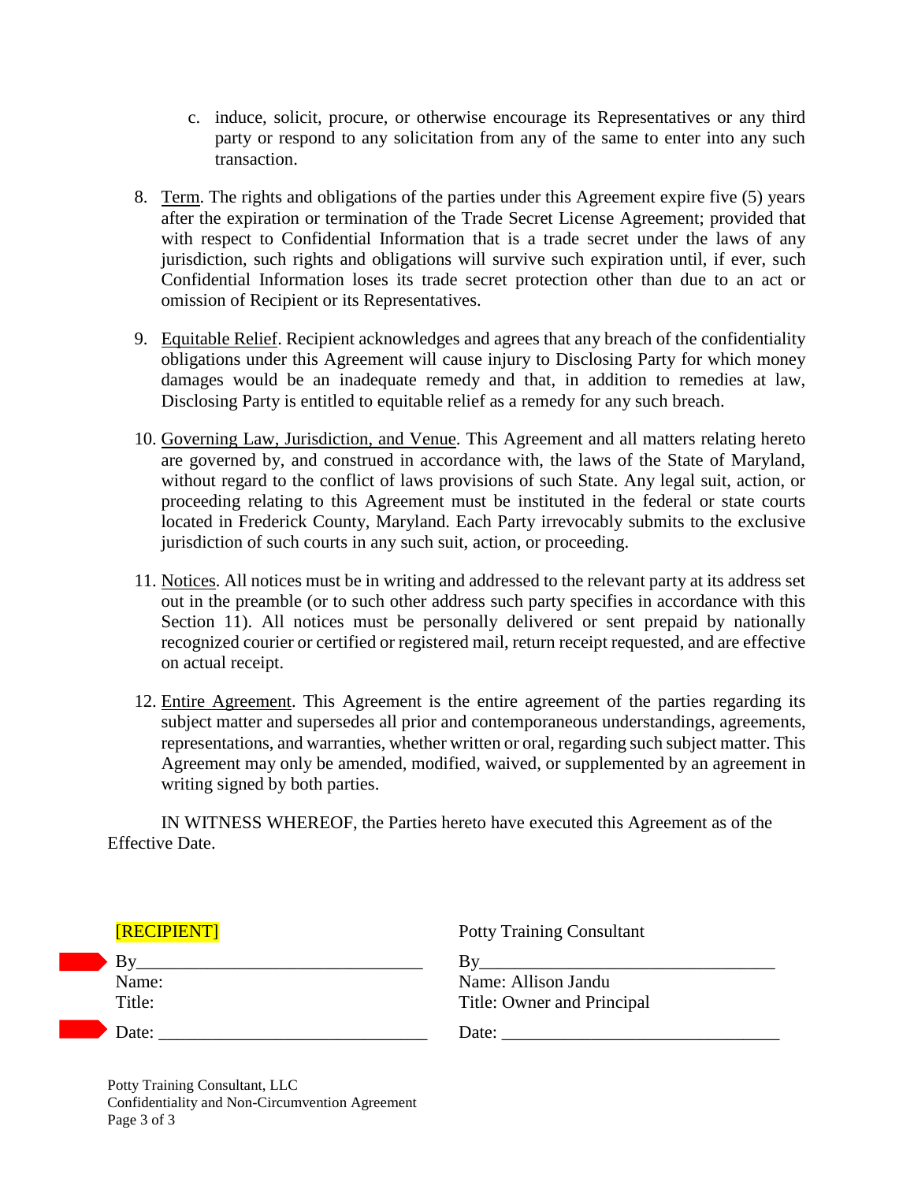c. induce, solicit, procure, or otherwise encourage its Representatives or any third party or respond to any solicitation from any of the same to enter into any such transaction.

8. Term. The rights and obligations of the parties under this Agreement expire five (5) years after the expiration or termination of the Trade Secret License Agreement; provided that with respect to Confidential Information that is a trade secret under the laws of any jurisdiction, such rights and obligations will survive such expiration until, if ever, such Confidential Information loses its trade secret protection other than due to an act or omission of Recipient or its Representatives.

9. Equitable Relief. Recipient acknowledges and agrees that any breach of the confidentiality obligations under this Agreement will cause injury to Disclosing Party for which money damages would be an inadequate remedy and that, in addition to remedies at law, Disclosing Party is entitled to equitable relief as a remedy for any such breach.

10. Governing Law, Jurisdiction, and Venue. This Agreement and all matters relating hereto are governed by, and construed in accordance with, the laws of the State of Maryland, without regard to the conflict of laws provisions of such State. Any legal suit, action, or proceeding relating to this Agreement must be instituted in the federal or state courts located in Frederick County, Maryland. Each Party irrevocably submits to the exclusive jurisdiction of such courts in any such suit, action, or proceeding.

11. Notices. All notices must be in writing and addressed to the relevant party at its address set out in the preamble (or to such other address such party specifies in accordance with this Section 11). All notices must be personally delivered or sent prepaid by nationally recognized courier or certified or registered mail, return receipt requested, and are effective on actual receipt.

12. Entire Agreement. This Agreement is the entire agreement of the parties regarding its subject matter and supersedes all prior and contemporaneous understandings, agreements, representations, and warranties, whether written or oral, regarding such subject matter. This Agreement may only be amended, modified, waived, or supplemented by an agreement in writing signed by both parties.

IN WITNESS WHEREOF, the Parties hereto have executed this Agreement as of the Effective Date.

| | |
|---|---|
| [RECIPIENT] | Potty Training Consultant |
| By_______________________________ | By_______________________________ |
| Name: | Name: Allison Jandu |
| Title: | Title: Owner and Principal |
| Date: ____________________________ | Date: ____________________________ |